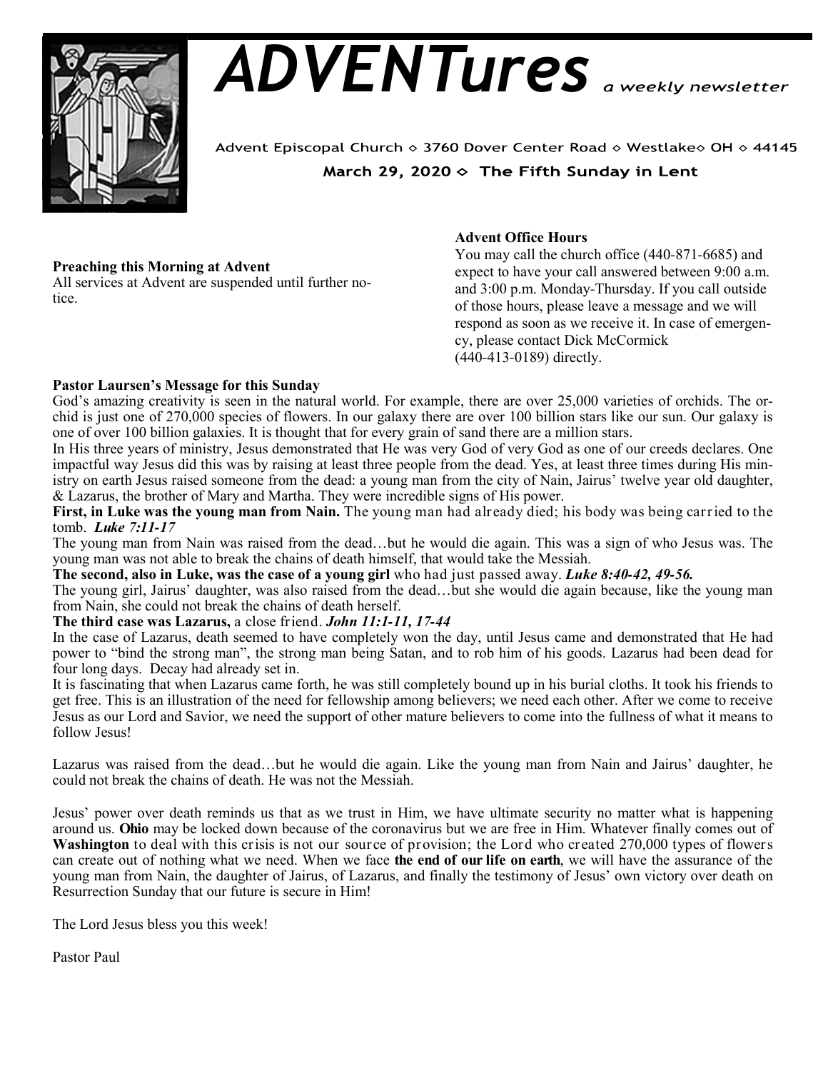# ADVENTures *a weekly newsletter*

Advent Episcopal Church ◇ 3760 Dover Center Road ◇ Westlake◇ OH ◇ 44145

**March 29, 2020 ◇ The Fifth Sunday in Lent**

**Preaching this Morning at Advent**
All services at Advent are suspended until further notice.

**Advent Office Hours**
You may call the church office (440-871-6685) and expect to have your call answered between 9:00 a.m. and 3:00 p.m. Monday-Thursday. If you call outside of those hours, please leave a message and we will respond as soon as we receive it. In case of emergency, please contact Dick McCormick (440-413-0189) directly.

**Pastor Laursen's Message for this Sunday**

God's amazing creativity is seen in the natural world. For example, there are over 25,000 varieties of orchids. The orchid is just one of 270,000 species of flowers. In our galaxy there are over 100 billion stars like our sun. Our galaxy is one of over 100 billion galaxies. It is thought that for every grain of sand there are a million stars.

In His three years of ministry, Jesus demonstrated that He was very God of very God as one of our creeds declares. One impactful way Jesus did this was by raising at least three people from the dead. Yes, at least three times during His ministry on earth Jesus raised someone from the dead: a young man from the city of Nain, Jairus' twelve year old daughter, & Lazarus, the brother of Mary and Martha. They were incredible signs of His power.

**First, in Luke was the young man from Nain.** The young man had already died; his body was being carried to the tomb. ***Luke 7:11-17***

The young man from Nain was raised from the dead…but he would die again. This was a sign of who Jesus was. The young man was not able to break the chains of death himself, that would take the Messiah.

**The second, also in Luke, was the case of a young girl** who had just passed away. ***Luke 8:40-42, 49-56.***

The young girl, Jairus' daughter, was also raised from the dead…but she would die again because, like the young man from Nain, she could not break the chains of death herself.

**The third case was Lazarus,** a close friend. ***John 11:1-11, 17-44***

In the case of Lazarus, death seemed to have completely won the day, until Jesus came and demonstrated that He had power to "bind the strong man", the strong man being Satan, and to rob him of his goods. Lazarus had been dead for four long days. Decay had already set in.

It is fascinating that when Lazarus came forth, he was still completely bound up in his burial cloths. It took his friends to get free. This is an illustration of the need for fellowship among believers; we need each other. After we come to receive Jesus as our Lord and Savior, we need the support of other mature believers to come into the fullness of what it means to follow Jesus!

Lazarus was raised from the dead…but he would die again. Like the young man from Nain and Jairus' daughter, he could not break the chains of death. He was not the Messiah.

Jesus' power over death reminds us that as we trust in Him, we have ultimate security no matter what is happening around us. **Ohio** may be locked down because of the coronavirus but we are free in Him. Whatever finally comes out of **Washington** to deal with this crisis is not our source of provision; the Lord who created 270,000 types of flowers can create out of nothing what we need. When we face **the end of our life on earth**, we will have the assurance of the young man from Nain, the daughter of Jairus, of Lazarus, and finally the testimony of Jesus' own victory over death on Resurrection Sunday that our future is secure in Him!

The Lord Jesus bless you this week!

Pastor Paul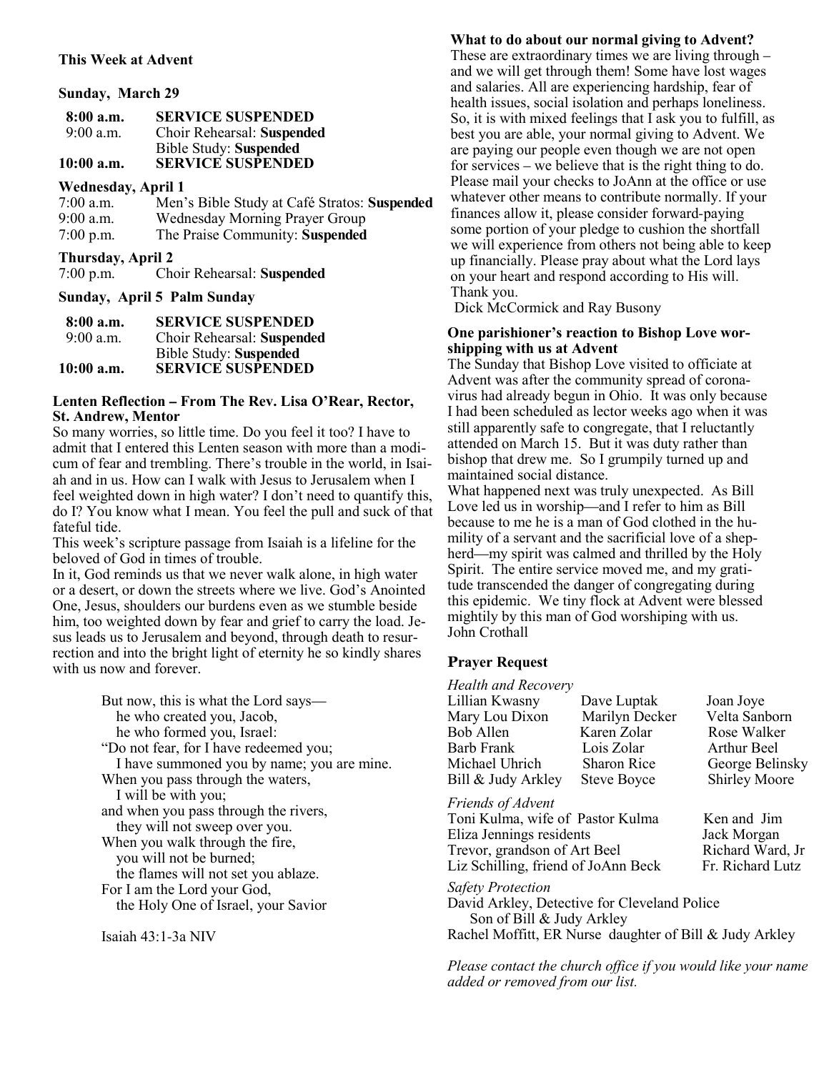### This Week at Advent

**Sunday, March 29**

| | |
|---|---|
| **8:00 a.m.** | **SERVICE SUSPENDED** |
| 9:00 a.m. | Choir Rehearsal: **Suspended** |
| | Bible Study: **Suspended** |
| **10:00 a.m.** | **SERVICE SUSPENDED** |

**Wednesday, April 1**

| | |
|---|---|
| 7:00 a.m. | Men's Bible Study at Café Stratos: **Suspended** |
| 9:00 a.m. | Wednesday Morning Prayer Group |
| 7:00 p.m. | The Praise Community: **Suspended** |

**Thursday, April 2**

| | |
|---|---|
| 7:00 p.m. | Choir Rehearsal: **Suspended** |

**Sunday, April 5 Palm Sunday**

| | |
|---|---|
| **8:00 a.m.** | **SERVICE SUSPENDED** |
| 9:00 a.m. | Choir Rehearsal: **Suspended** |
| | Bible Study: **Suspended** |
| **10:00 a.m.** | **SERVICE SUSPENDED** |

### Lenten Reflection – From The Rev. Lisa O'Rear, Rector, St. Andrew, Mentor

So many worries, so little time. Do you feel it too? I have to admit that I entered this Lenten season with more than a modicum of fear and trembling. There's trouble in the world, in Isaiah and in us. How can I walk with Jesus to Jerusalem when I feel weighted down in high water? I don't need to quantify this, do I? You know what I mean. You feel the pull and suck of that fateful tide.

This week's scripture passage from Isaiah is a lifeline for the beloved of God in times of trouble.

In it, God reminds us that we never walk alone, in high water or a desert, or down the streets where we live. God's Anointed One, Jesus, shoulders our burdens even as we stumble beside him, too weighted down by fear and grief to carry the load. Jesus leads us to Jerusalem and beyond, through death to resurrection and into the bright light of eternity he so kindly shares with us now and forever.

> But now, this is what the Lord says—
> he who created you, Jacob,
> he who formed you, Israel:
> "Do not fear, for I have redeemed you;
> I have summoned you by name; you are mine.
> When you pass through the waters,
> I will be with you;
> and when you pass through the rivers,
> they will not sweep over you.
> When you walk through the fire,
> you will not be burned;
> the flames will not set you ablaze.
> For I am the Lord your God,
> the Holy One of Israel, your Savior

Isaiah 43:1-3a NIV

### What to do about our normal giving to Advent?

These are extraordinary times we are living through – and we will get through them! Some have lost wages and salaries. All are experiencing hardship, fear of health issues, social isolation and perhaps loneliness. So, it is with mixed feelings that I ask you to fulfill, as best you are able, your normal giving to Advent. We are paying our people even though we are not open for services – we believe that is the right thing to do. Please mail your checks to JoAnn at the office or use whatever other means to contribute normally. If your finances allow it, please consider forward-paying some portion of your pledge to cushion the shortfall we will experience from others not being able to keep up financially. Please pray about what the Lord lays on your heart and respond according to His will. Thank you.

Dick McCormick and Ray Busony

### One parishioner's reaction to Bishop Love worshipping with us at Advent

The Sunday that Bishop Love visited to officiate at Advent was after the community spread of coronavirus had already begun in Ohio. It was only because I had been scheduled as lector weeks ago when it was still apparently safe to congregate, that I reluctantly attended on March 15. But it was duty rather than bishop that drew me. So I grumpily turned up and maintained social distance.

What happened next was truly unexpected. As Bill Love led us in worship—and I refer to him as Bill because to me he is a man of God clothed in the humility of a servant and the sacrificial love of a shepherd—my spirit was calmed and thrilled by the Holy Spirit. The entire service moved me, and my gratitude transcended the danger of congregating during this epidemic. We tiny flock at Advent were blessed mightily by this man of God worshiping with us.

John Crothall

### Prayer Request

*Health and Recovery*

| | | |
|---|---|---|
| Lillian Kwasny | Dave Luptak | Joan Joye |
| Mary Lou Dixon | Marilyn Decker | Velta Sanborn |
| Bob Allen | Karen Zolar | Rose Walker |
| Barb Frank | Lois Zolar | Arthur Beel |
| Michael Uhrich | Sharon Rice | George Belinsky |
| Bill & Judy Arkley | Steve Boyce | Shirley Moore |

*Friends of Advent*

| | |
|---|---|
| Toni Kulma, wife of Pastor Kulma | Ken and Jim |
| Eliza Jennings residents | Jack Morgan |
| Trevor, grandson of Art Beel | Richard Ward, Jr |
| Liz Schilling, friend of JoAnn Beck | Fr. Richard Lutz |

*Safety Protection*

David Arkley, Detective for Cleveland Police
Son of Bill & Judy Arkley
Rachel Moffitt, ER Nurse daughter of Bill & Judy Arkley

*Please contact the church office if you would like your name added or removed from our list.*